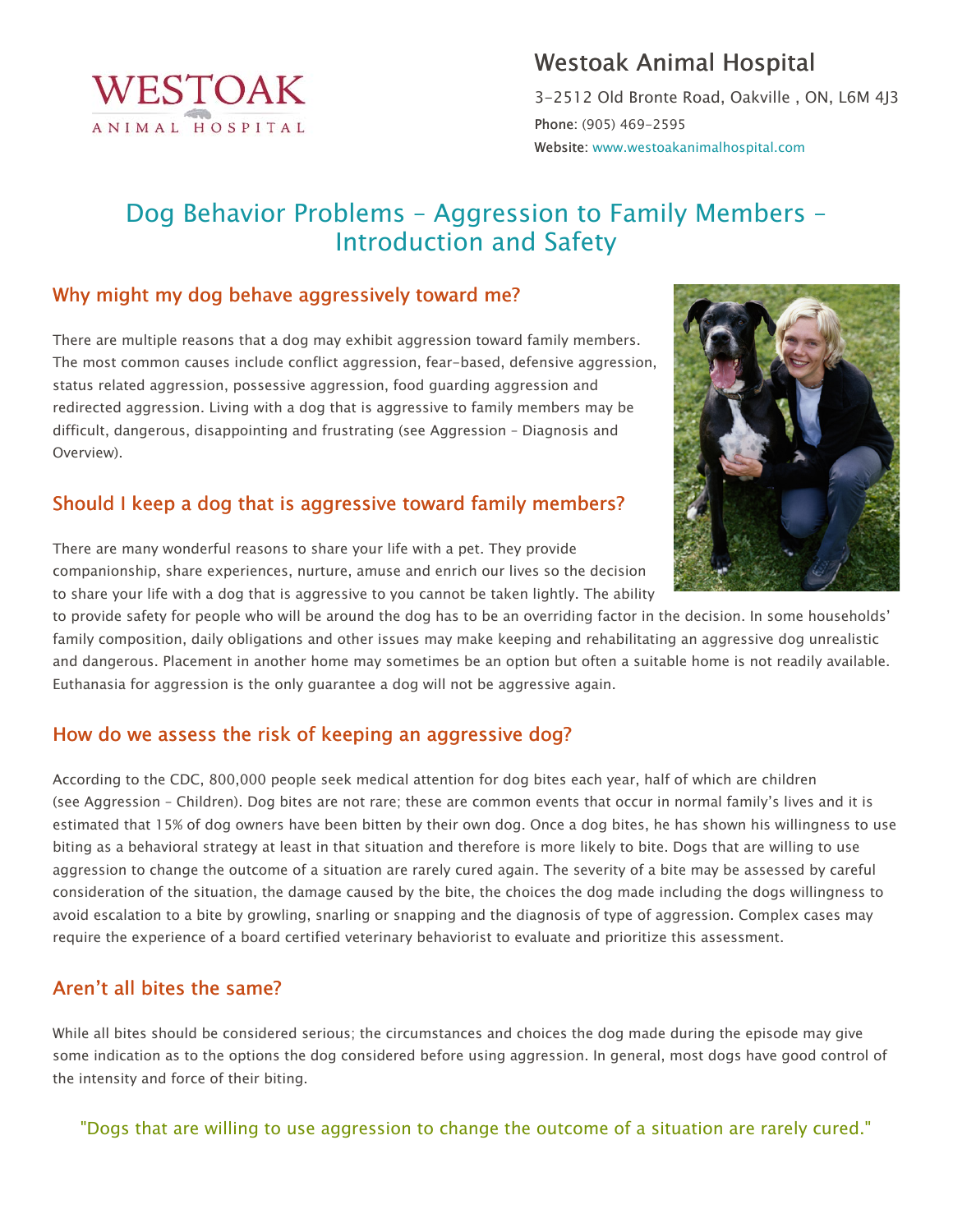# Westoak Animal Hospital

3-2512 Old Bronte Road, Oakville , ON, L6M 4J3

**Phone**: (905) 469-2595

**Website**: www.westoakanimalhospital.com

# Dog Behavior Problems - Aggression to Family Members - Introduction and Safety

## Why might my dog behave aggressively toward me?

There are multiple reasons that a dog may exhibit aggression toward family members. The most common causes include conflict aggression, fear-based, defensive aggression, status related aggression, possessive aggression, food guarding aggression and redirected aggression. Living with a dog that is aggressive to family members may be difficult, dangerous, disappointing and frustrating (see Aggression - Diagnosis and Overview).

## Should I keep a dog that is aggressive toward family members?

There are many wonderful reasons to share your life with a pet. They provide companionship, share experiences, nurture, amuse and enrich our lives so the decision to share your life with a dog that is aggressive to you cannot be taken lightly. The ability to provide safety for people who will be around the dog has to be an overriding factor in the decision. In some households' family composition, daily obligations and other issues may make keeping and rehabilitating an aggressive dog unrealistic and dangerous. Placement in another home may sometimes be an option but often a suitable home is not readily available. Euthanasia for aggression is the only guarantee a dog will not be aggressive again.

## How do we assess the risk of keeping an aggressive dog?

According to the CDC, 800,000 people seek medical attention for dog bites each year, half of which are children (see Aggression - Children). Dog bites are not rare; these are common events that occur in normal family's lives and it is estimated that 15% of dog owners have been bitten by their own dog. Once a dog bites, he has shown his willingness to use biting as a behavioral strategy at least in that situation and therefore is more likely to bite. Dogs that are willing to use aggression to change the outcome of a situation are rarely cured again. The severity of a bite may be assessed by careful consideration of the situation, the damage caused by the bite, the choices the dog made including the dogs willingness to avoid escalation to a bite by growling, snarling or snapping and the diagnosis of type of aggression. Complex cases may require the experience of a board certified veterinary behaviorist to evaluate and prioritize this assessment.

## Aren't all bites the same?

While all bites should be considered serious; the circumstances and choices the dog made during the episode may give some indication as to the options the dog considered before using aggression. In general, most dogs have good control of the intensity and force of their biting.

"Dogs that are willing to use aggression to change the outcome of a situation are rarely cured."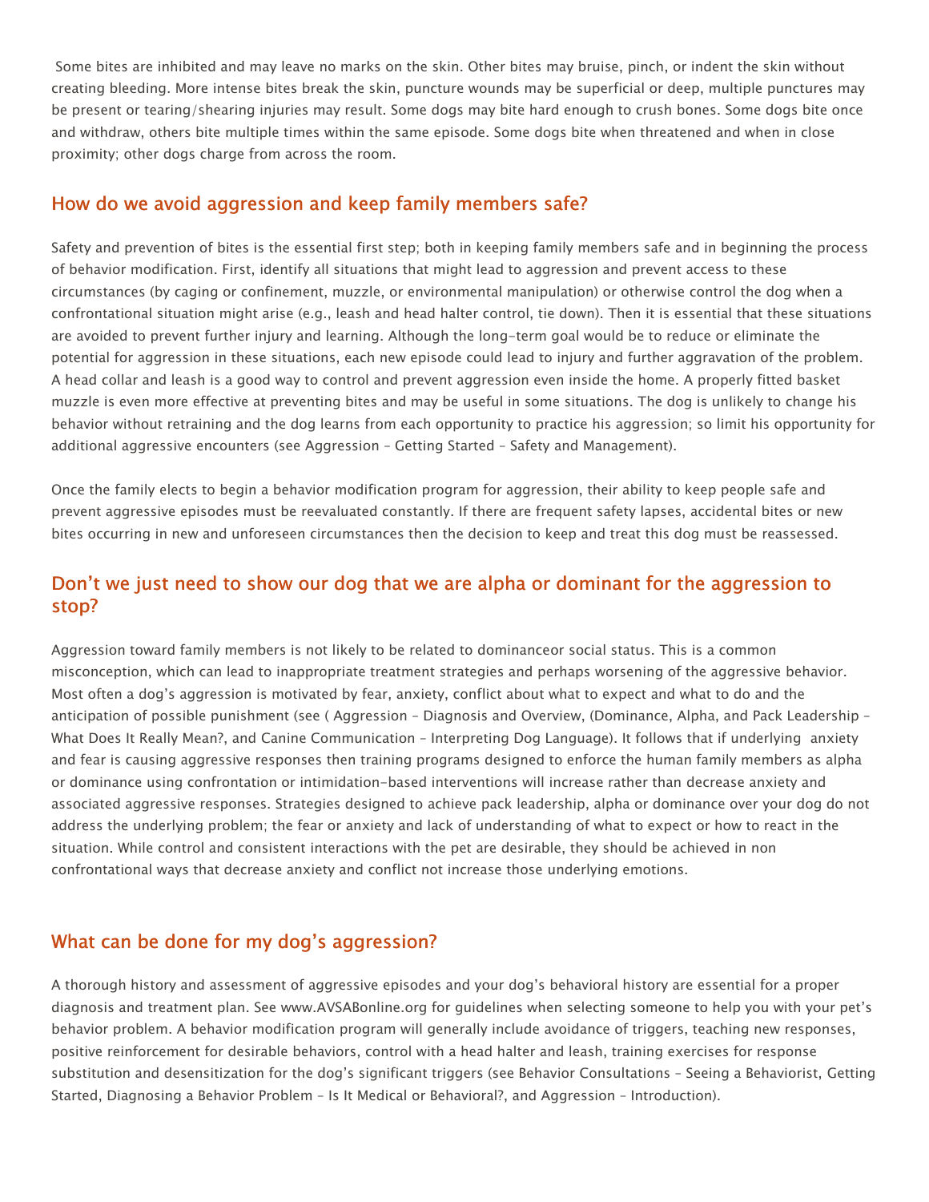Some bites are inhibited and may leave no marks on the skin. Other bites may bruise, pinch, or indent the skin without creating bleeding. More intense bites break the skin, puncture wounds may be superficial or deep, multiple punctures may be present or tearing/shearing injuries may result. Some dogs may bite hard enough to crush bones. Some dogs bite once and withdraw, others bite multiple times within the same episode. Some dogs bite when threatened and when in close proximity; other dogs charge from across the room.

## How do we avoid aggression and keep family members safe?

Safety and prevention of bites is the essential first step; both in keeping family members safe and in beginning the process of behavior modification. First, identify all situations that might lead to aggression and prevent access to these circumstances (by caging or confinement, muzzle, or environmental manipulation) or otherwise control the dog when a confrontational situation might arise (e.g., leash and head halter control, tie down). Then it is essential that these situations are avoided to prevent further injury and learning. Although the long-term goal would be to reduce or eliminate the potential for aggression in these situations, each new episode could lead to injury and further aggravation of the problem. A head collar and leash is a good way to control and prevent aggression even inside the home. A properly fitted basket muzzle is even more effective at preventing bites and may be useful in some situations. The dog is unlikely to change his behavior without retraining and the dog learns from each opportunity to practice his aggression; so limit his opportunity for additional aggressive encounters (see Aggression – Getting Started – Safety and Management).

Once the family elects to begin a behavior modification program for aggression, their ability to keep people safe and prevent aggressive episodes must be reevaluated constantly. If there are frequent safety lapses, accidental bites or new bites occurring in new and unforeseen circumstances then the decision to keep and treat this dog must be reassessed.

## Don't we just need to show our dog that we are alpha or dominant for the aggression to stop?

Aggression toward family members is not likely to be related to dominanceor social status. This is a common misconception, which can lead to inappropriate treatment strategies and perhaps worsening of the aggressive behavior. Most often a dog's aggression is motivated by fear, anxiety, conflict about what to expect and what to do and the anticipation of possible punishment (see ( Aggression – Diagnosis and Overview, (Dominance, Alpha, and Pack Leadership – What Does It Really Mean?, and Canine Communication – Interpreting Dog Language). It follows that if underlying anxiety and fear is causing aggressive responses then training programs designed to enforce the human family members as alpha or dominance using confrontation or intimidation-based interventions will increase rather than decrease anxiety and associated aggressive responses. Strategies designed to achieve pack leadership, alpha or dominance over your dog do not address the underlying problem; the fear or anxiety and lack of understanding of what to expect or how to react in the situation. While control and consistent interactions with the pet are desirable, they should be achieved in non confrontational ways that decrease anxiety and conflict not increase those underlying emotions.

## What can be done for my dog's aggression?

A thorough history and assessment of aggressive episodes and your dog's behavioral history are essential for a proper diagnosis and treatment plan. See www.AVSABonline.org for guidelines when selecting someone to help you with your pet's behavior problem. A behavior modification program will generally include avoidance of triggers, teaching new responses, positive reinforcement for desirable behaviors, control with a head halter and leash, training exercises for response substitution and desensitization for the dog's significant triggers (see Behavior Consultations – Seeing a Behaviorist, Getting Started, Diagnosing a Behavior Problem – Is It Medical or Behavioral?, and Aggression – Introduction).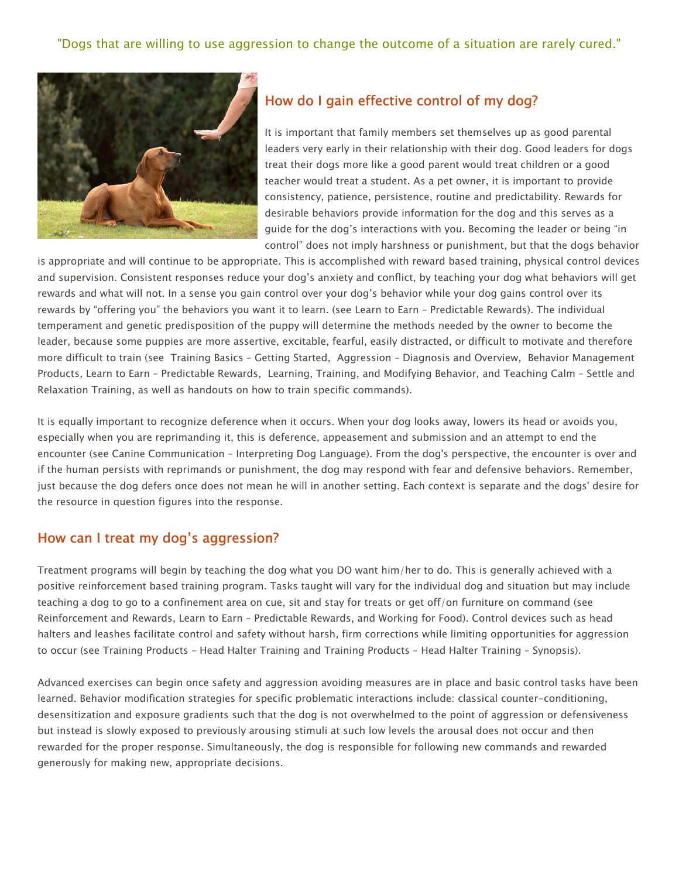"Dogs that are willing to use aggression to change the outcome of a situation are rarely cured."

## How do I gain effective control of my dog?

It is important that family members set themselves up as good parental leaders very early in their relationship with their dog. Good leaders for dogs treat their dogs more like a good parent would treat children or a good teacher would treat a student. As a pet owner, it is important to provide consistency, patience, persistence, routine and predictability. Rewards for desirable behaviors provide information for the dog and this serves as a guide for the dog's interactions with you. Becoming the leader or being "in control" does not imply harshness or punishment, but that the dogs behavior is appropriate and will continue to be appropriate. This is accomplished with reward based training, physical control devices and supervision. Consistent responses reduce your dog's anxiety and conflict, by teaching your dog what behaviors will get rewards and what will not. In a sense you gain control over your dog's behavior while your dog gains control over its rewards by "offering you" the behaviors you want it to learn. (see Learn to Earn – Predictable Rewards). The individual temperament and genetic predisposition of the puppy will determine the methods needed by the owner to become the leader, because some puppies are more assertive, excitable, fearful, easily distracted, or difficult to motivate and therefore more difficult to train (see Training Basics – Getting Started, Aggression – Diagnosis and Overview, Behavior Management Products, Learn to Earn – Predictable Rewards, Learning, Training, and Modifying Behavior, and Teaching Calm – Settle and Relaxation Training, as well as handouts on how to train specific commands).

It is equally important to recognize deference when it occurs. When your dog looks away, lowers its head or avoids you, especially when you are reprimanding it, this is deference, appeasement and submission and an attempt to end the encounter (see Canine Communication – Interpreting Dog Language). From the dog's perspective, the encounter is over and if the human persists with reprimands or punishment, the dog may respond with fear and defensive behaviors. Remember, just because the dog defers once does not mean he will in another setting. Each context is separate and the dogs' desire for the resource in question figures into the response.

## How can I treat my dog's aggression?

Treatment programs will begin by teaching the dog what you DO want him/her to do. This is generally achieved with a positive reinforcement based training program. Tasks taught will vary for the individual dog and situation but may include teaching a dog to go to a confinement area on cue, sit and stay for treats or get off/on furniture on command (see Reinforcement and Rewards, Learn to Earn – Predictable Rewards, and Working for Food). Control devices such as head halters and leashes facilitate control and safety without harsh, firm corrections while limiting opportunities for aggression to occur (see Training Products – Head Halter Training and Training Products – Head Halter Training – Synopsis).

Advanced exercises can begin once safety and aggression avoiding measures are in place and basic control tasks have been learned. Behavior modification strategies for specific problematic interactions include: classical counter-conditioning, desensitization and exposure gradients such that the dog is not overwhelmed to the point of aggression or defensiveness but instead is slowly exposed to previously arousing stimuli at such low levels the arousal does not occur and then rewarded for the proper response. Simultaneously, the dog is responsible for following new commands and rewarded generously for making new, appropriate decisions.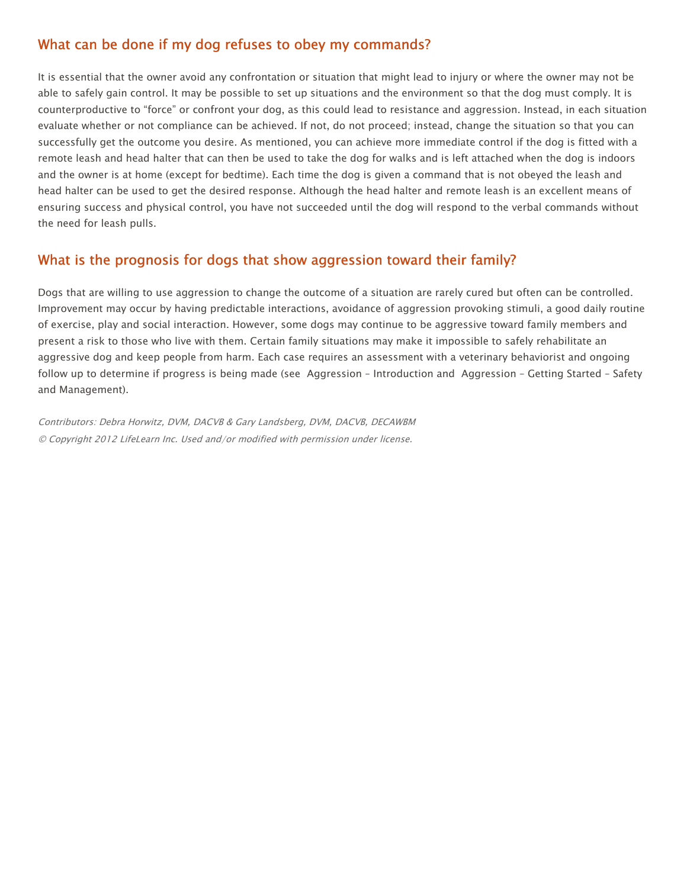## What can be done if my dog refuses to obey my commands?

It is essential that the owner avoid any confrontation or situation that might lead to injury or where the owner may not be able to safely gain control. It may be possible to set up situations and the environment so that the dog must comply. It is counterproductive to "force" or confront your dog, as this could lead to resistance and aggression. Instead, in each situation evaluate whether or not compliance can be achieved. If not, do not proceed; instead, change the situation so that you can successfully get the outcome you desire. As mentioned, you can achieve more immediate control if the dog is fitted with a remote leash and head halter that can then be used to take the dog for walks and is left attached when the dog is indoors and the owner is at home (except for bedtime). Each time the dog is given a command that is not obeyed the leash and head halter can be used to get the desired response. Although the head halter and remote leash is an excellent means of ensuring success and physical control, you have not succeeded until the dog will respond to the verbal commands without the need for leash pulls.

## What is the prognosis for dogs that show aggression toward their family?

Dogs that are willing to use aggression to change the outcome of a situation are rarely cured but often can be controlled. Improvement may occur by having predictable interactions, avoidance of aggression provoking stimuli, a good daily routine of exercise, play and social interaction. However, some dogs may continue to be aggressive toward family members and present a risk to those who live with them. Certain family situations may make it impossible to safely rehabilitate an aggressive dog and keep people from harm. Each case requires an assessment with a veterinary behaviorist and ongoing follow up to determine if progress is being made (see Aggression – Introduction and Aggression – Getting Started – Safety and Management).

*Contributors: Debra Horwitz, DVM, DACVB & Gary Landsberg, DVM, DACVB, DECAWBM*

*© Copyright 2012 LifeLearn Inc. Used and/or modified with permission under license.*